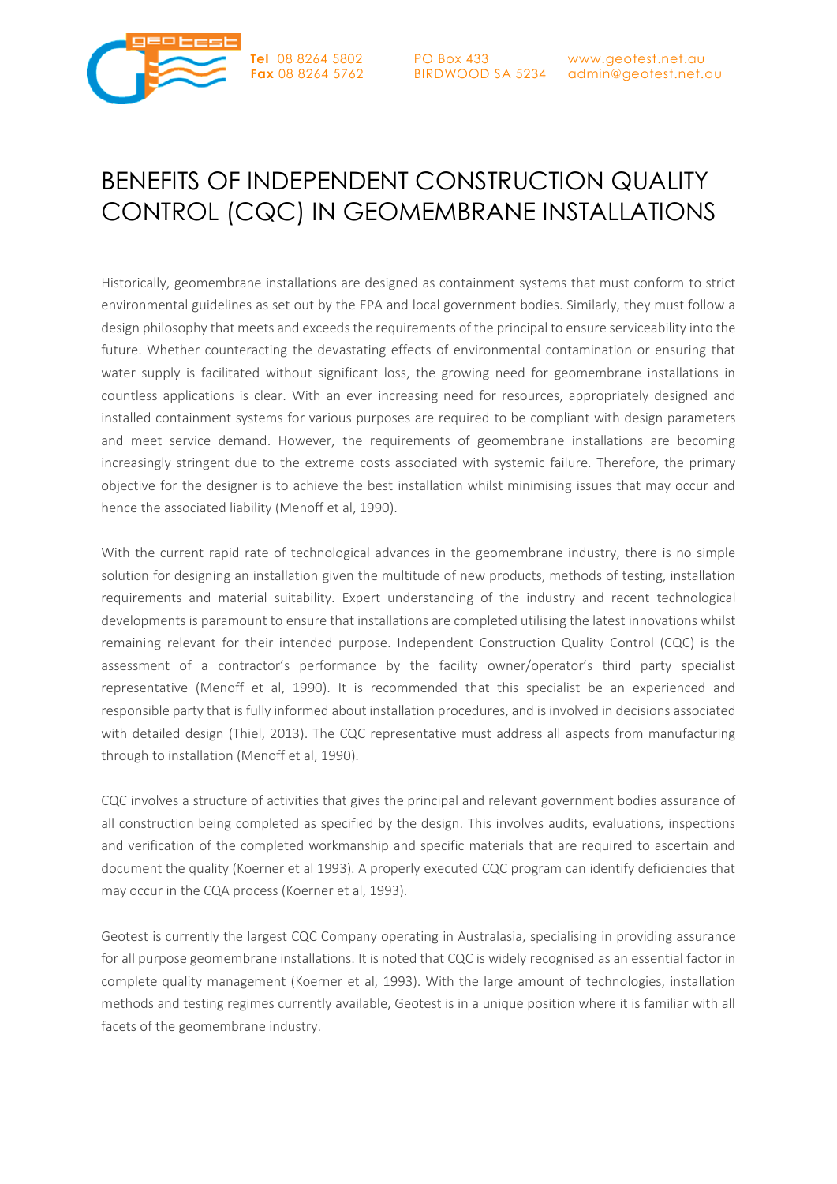Tel 08 8264 5802
Fax 08 8264 5762

PO Box 433
BIRDWOOD SA 5234

www.geotest.net.au
admin@geotest.net.au

# BENEFITS OF INDEPENDENT CONSTRUCTION QUALITY CONTROL (CQC) IN GEOMEMBRANE INSTALLATIONS

Historically, geomembrane installations are designed as containment systems that must conform to strict environmental guidelines as set out by the EPA and local government bodies. Similarly, they must follow a design philosophy that meets and exceeds the requirements of the principal to ensure serviceability into the future. Whether counteracting the devastating effects of environmental contamination or ensuring that water supply is facilitated without significant loss, the growing need for geomembrane installations in countless applications is clear. With an ever increasing need for resources, appropriately designed and installed containment systems for various purposes are required to be compliant with design parameters and meet service demand. However, the requirements of geomembrane installations are becoming increasingly stringent due to the extreme costs associated with systemic failure. Therefore, the primary objective for the designer is to achieve the best installation whilst minimising issues that may occur and hence the associated liability (Menoff et al, 1990).

With the current rapid rate of technological advances in the geomembrane industry, there is no simple solution for designing an installation given the multitude of new products, methods of testing, installation requirements and material suitability. Expert understanding of the industry and recent technological developments is paramount to ensure that installations are completed utilising the latest innovations whilst remaining relevant for their intended purpose. Independent Construction Quality Control (CQC) is the assessment of a contractor's performance by the facility owner/operator's third party specialist representative (Menoff et al, 1990). It is recommended that this specialist be an experienced and responsible party that is fully informed about installation procedures, and is involved in decisions associated with detailed design (Thiel, 2013). The CQC representative must address all aspects from manufacturing through to installation (Menoff et al, 1990).

CQC involves a structure of activities that gives the principal and relevant government bodies assurance of all construction being completed as specified by the design. This involves audits, evaluations, inspections and verification of the completed workmanship and specific materials that are required to ascertain and document the quality (Koerner et al 1993). A properly executed CQC program can identify deficiencies that may occur in the CQA process (Koerner et al, 1993).

Geotest is currently the largest CQC Company operating in Australasia, specialising in providing assurance for all purpose geomembrane installations. It is noted that CQC is widely recognised as an essential factor in complete quality management (Koerner et al, 1993). With the large amount of technologies, installation methods and testing regimes currently available, Geotest is in a unique position where it is familiar with all facets of the geomembrane industry.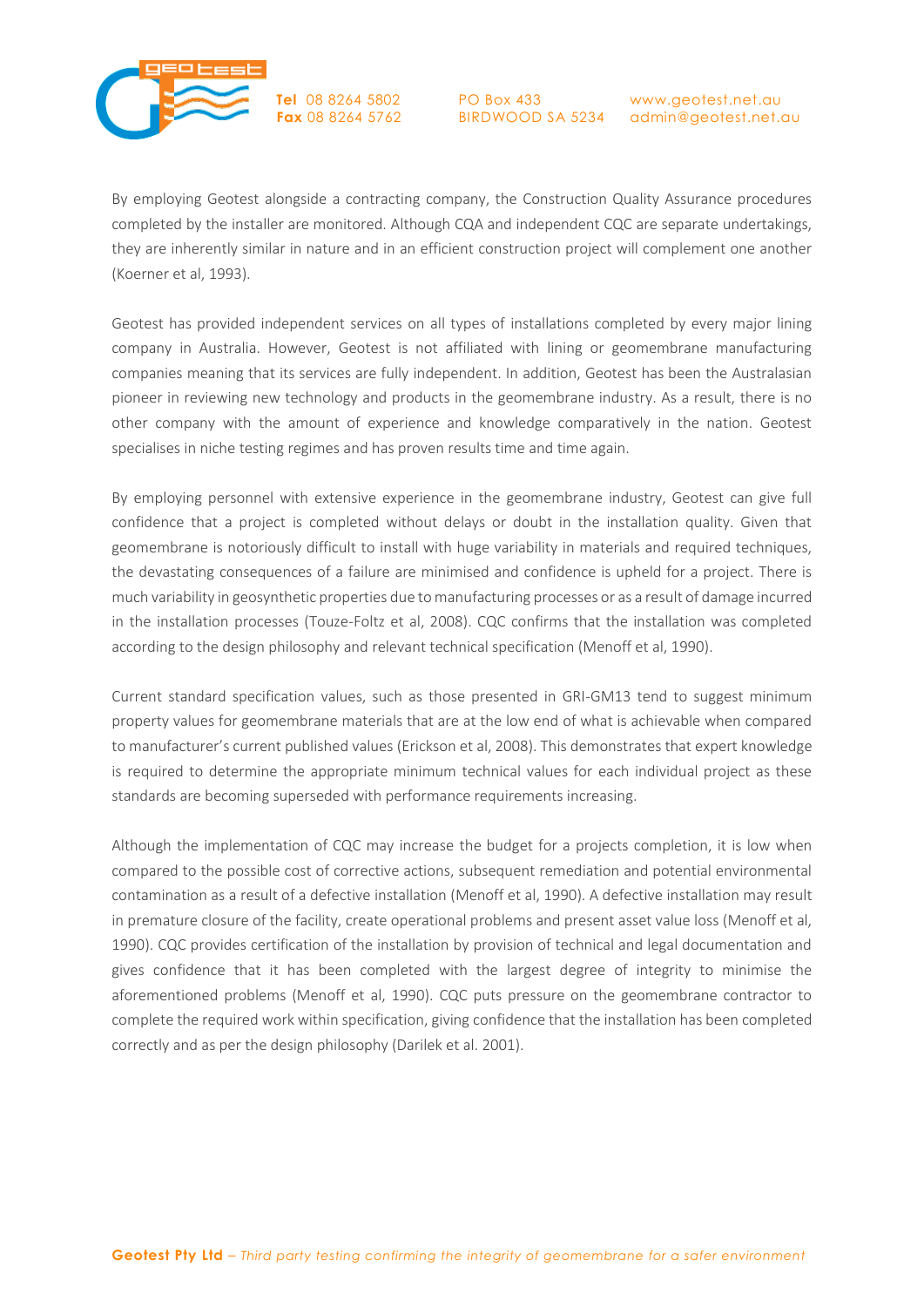By employing Geotest alongside a contracting company, the Construction Quality Assurance procedures completed by the installer are monitored. Although CQA and independent CQC are separate undertakings, they are inherently similar in nature and in an efficient construction project will complement one another (Koerner et al, 1993).

Geotest has provided independent services on all types of installations completed by every major lining company in Australia. However, Geotest is not affiliated with lining or geomembrane manufacturing companies meaning that its services are fully independent. In addition, Geotest has been the Australasian pioneer in reviewing new technology and products in the geomembrane industry. As a result, there is no other company with the amount of experience and knowledge comparatively in the nation. Geotest specialises in niche testing regimes and has proven results time and time again.

By employing personnel with extensive experience in the geomembrane industry, Geotest can give full confidence that a project is completed without delays or doubt in the installation quality. Given that geomembrane is notoriously difficult to install with huge variability in materials and required techniques, the devastating consequences of a failure are minimised and confidence is upheld for a project. There is much variability in geosynthetic properties due to manufacturing processes or as a result of damage incurred in the installation processes (Touze-Foltz et al, 2008). CQC confirms that the installation was completed according to the design philosophy and relevant technical specification (Menoff et al, 1990).

Current standard specification values, such as those presented in GRI-GM13 tend to suggest minimum property values for geomembrane materials that are at the low end of what is achievable when compared to manufacturer's current published values (Erickson et al, 2008). This demonstrates that expert knowledge is required to determine the appropriate minimum technical values for each individual project as these standards are becoming superseded with performance requirements increasing.

Although the implementation of CQC may increase the budget for a projects completion, it is low when compared to the possible cost of corrective actions, subsequent remediation and potential environmental contamination as a result of a defective installation (Menoff et al, 1990). A defective installation may result in premature closure of the facility, create operational problems and present asset value loss (Menoff et al, 1990). CQC provides certification of the installation by provision of technical and legal documentation and gives confidence that it has been completed with the largest degree of integrity to minimise the aforementioned problems (Menoff et al, 1990). CQC puts pressure on the geomembrane contractor to complete the required work within specification, giving confidence that the installation has been completed correctly and as per the design philosophy (Darilek et al. 2001).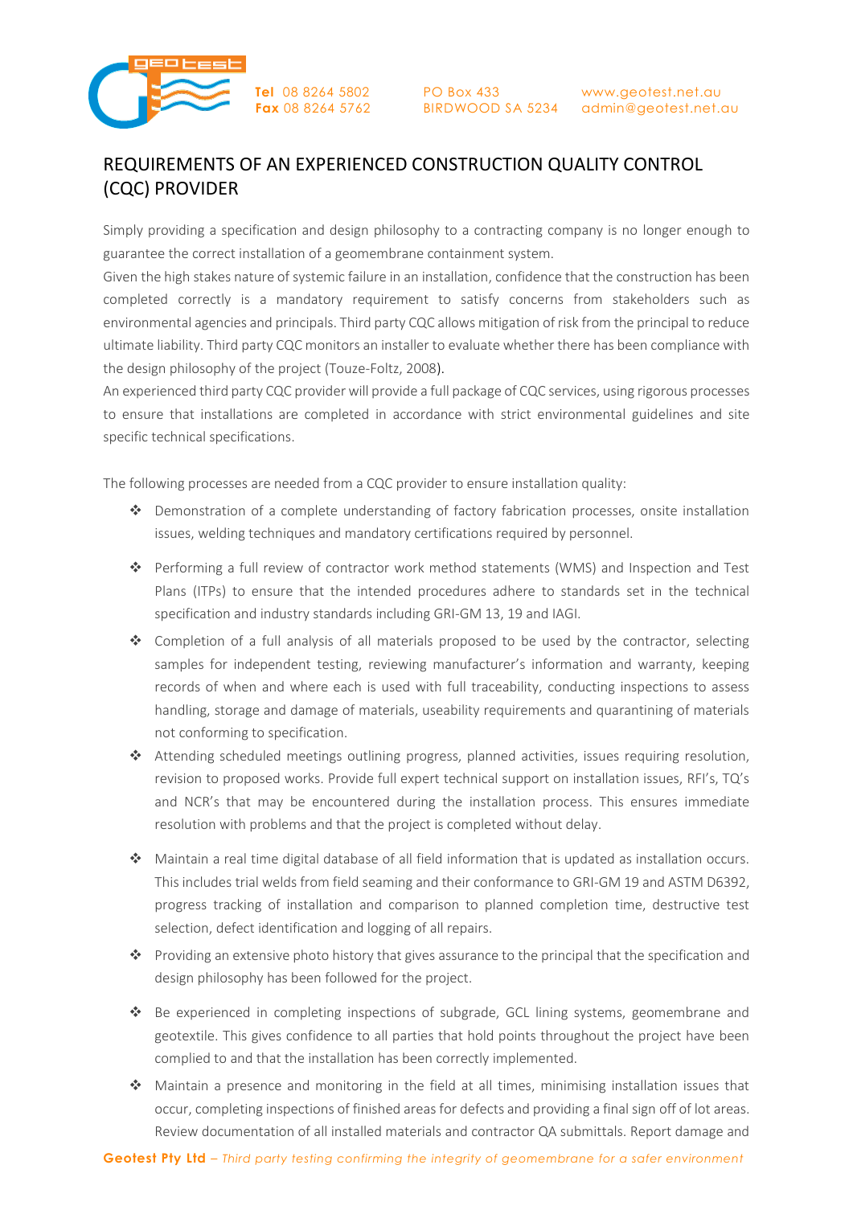# REQUIREMENTS OF AN EXPERIENCED CONSTRUCTION QUALITY CONTROL (CQC) PROVIDER

Simply providing a specification and design philosophy to a contracting company is no longer enough to guarantee the correct installation of a geomembrane containment system.

Given the high stakes nature of systemic failure in an installation, confidence that the construction has been completed correctly is a mandatory requirement to satisfy concerns from stakeholders such as environmental agencies and principals. Third party CQC allows mitigation of risk from the principal to reduce ultimate liability. Third party CQC monitors an installer to evaluate whether there has been compliance with the design philosophy of the project (Touze-Foltz, 2008).

An experienced third party CQC provider will provide a full package of CQC services, using rigorous processes to ensure that installations are completed in accordance with strict environmental guidelines and site specific technical specifications.

The following processes are needed from a CQC provider to ensure installation quality:

- Demonstration of a complete understanding of factory fabrication processes, onsite installation issues, welding techniques and mandatory certifications required by personnel.
- Performing a full review of contractor work method statements (WMS) and Inspection and Test Plans (ITPs) to ensure that the intended procedures adhere to standards set in the technical specification and industry standards including GRI-GM 13, 19 and IAGI.
- Completion of a full analysis of all materials proposed to be used by the contractor, selecting samples for independent testing, reviewing manufacturer's information and warranty, keeping records of when and where each is used with full traceability, conducting inspections to assess handling, storage and damage of materials, useability requirements and quarantining of materials not conforming to specification.
- Attending scheduled meetings outlining progress, planned activities, issues requiring resolution, revision to proposed works. Provide full expert technical support on installation issues, RFI's, TQ's and NCR's that may be encountered during the installation process. This ensures immediate resolution with problems and that the project is completed without delay.
- Maintain a real time digital database of all field information that is updated as installation occurs. This includes trial welds from field seaming and their conformance to GRI-GM 19 and ASTM D6392, progress tracking of installation and comparison to planned completion time, destructive test selection, defect identification and logging of all repairs.
- Providing an extensive photo history that gives assurance to the principal that the specification and design philosophy has been followed for the project.
- Be experienced in completing inspections of subgrade, GCL lining systems, geomembrane and geotextile. This gives confidence to all parties that hold points throughout the project have been complied to and that the installation has been correctly implemented.
- Maintain a presence and monitoring in the field at all times, minimising installation issues that occur, completing inspections of finished areas for defects and providing a final sign off of lot areas. Review documentation of all installed materials and contractor QA submittals. Report damage and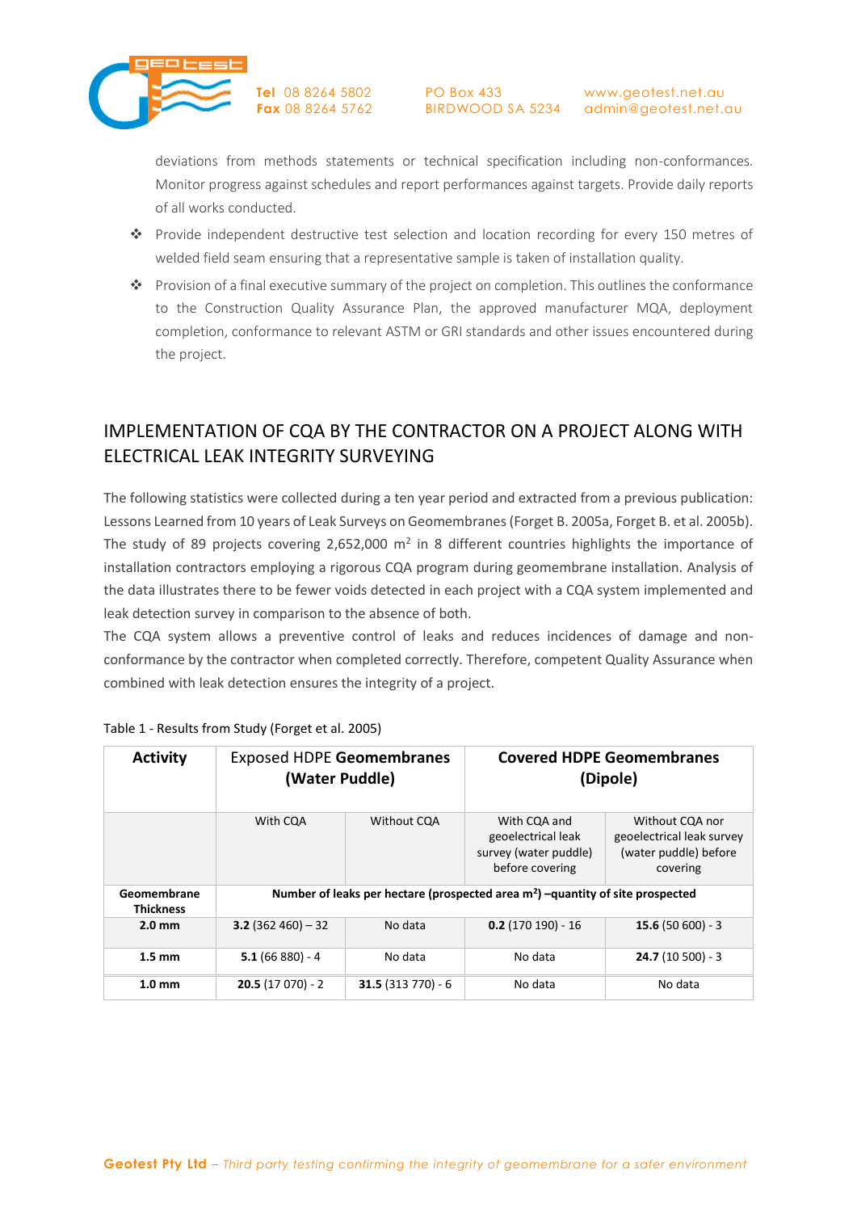deviations from methods statements or technical specification including non-conformances. Monitor progress against schedules and report performances against targets. Provide daily reports of all works conducted.

- Provide independent destructive test selection and location recording for every 150 metres of welded field seam ensuring that a representative sample is taken of installation quality.
- Provision of a final executive summary of the project on completion. This outlines the conformance to the Construction Quality Assurance Plan, the approved manufacturer MQA, deployment completion, conformance to relevant ASTM or GRI standards and other issues encountered during the project.

## IMPLEMENTATION OF CQA BY THE CONTRACTOR ON A PROJECT ALONG WITH ELECTRICAL LEAK INTEGRITY SURVEYING

The following statistics were collected during a ten year period and extracted from a previous publication: Lessons Learned from 10 years of Leak Surveys on Geomembranes (Forget B. 2005a, Forget B. et al. 2005b). The study of 89 projects covering 2,652,000 $m^2$ in 8 different countries highlights the importance of installation contractors employing a rigorous CQA program during geomembrane installation. Analysis of the data illustrates there to be fewer voids detected in each project with a CQA system implemented and leak detection survey in comparison to the absence of both.

The CQA system allows a preventive control of leaks and reduces incidences of damage and non-conformance by the contractor when completed correctly. Therefore, competent Quality Assurance when combined with leak detection ensures the integrity of a project.

Table 1 - Results from Study (Forget et al. 2005)

| **Activity** | Exposed HDPE **Geomembranes (Water Puddle)** | | **Covered HDPE Geomembranes (Dipole)** | |
|---|---|---|---|---|
| | With CQA | Without CQA | With CQA and geoelectrical leak survey (water puddle) before covering | Without CQA nor geoelectrical leak survey (water puddle) before covering |
| **Geomembrane Thickness** | **Number of leaks per hectare (prospected area $m^2$) –quantity of site prospected** | | | |
| **2.0 mm** | **3.2** (362 460) – 32 | No data | **0.2** (170 190) - 16 | **15.6** (50 600) - 3 |
| **1.5 mm** | **5.1** (66 880) - 4 | No data | No data | **24.7** (10 500) - 3 |
| **1.0 mm** | **20.5** (17 070) - 2 | **31.5** (313 770) - 6 | No data | No data |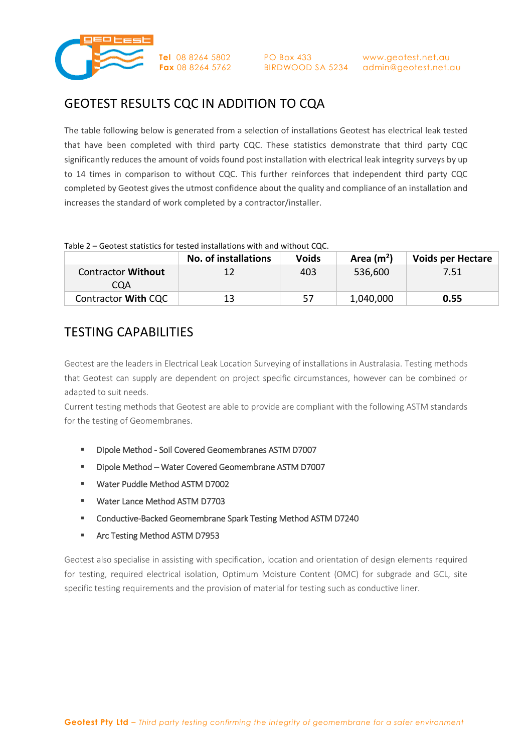## GEOTEST RESULTS CQC IN ADDITION TO CQA

The table following below is generated from a selection of installations Geotest has electrical leak tested that have been completed with third party CQC. These statistics demonstrate that third party CQC significantly reduces the amount of voids found post installation with electrical leak integrity surveys by up to 14 times in comparison to without CQC. This further reinforces that independent third party CQC completed by Geotest gives the utmost confidence about the quality and compliance of an installation and increases the standard of work completed by a contractor/installer.

Table 2 – Geotest statistics for tested installations with and without CQC.

| | **No. of installations** | **Voids** | **Area ($m^2$)** | **Voids per Hectare** |
|---|---|---|---|---|
| Contractor **Without** CQA | 12 | 403 | 536,600 | 7.51 |
| Contractor **With** CQC | 13 | 57 | 1,040,000 | **0.55** |

## TESTING CAPABILITIES

Geotest are the leaders in Electrical Leak Location Surveying of installations in Australasia. Testing methods that Geotest can supply are dependent on project specific circumstances, however can be combined or adapted to suit needs.

Current testing methods that Geotest are able to provide are compliant with the following ASTM standards for the testing of Geomembranes.

- Dipole Method - Soil Covered Geomembranes ASTM D7007
- Dipole Method – Water Covered Geomembrane ASTM D7007
- Water Puddle Method ASTM D7002
- Water Lance Method ASTM D7703
- Conductive-Backed Geomembrane Spark Testing Method ASTM D7240
- Arc Testing Method ASTM D7953

Geotest also specialise in assisting with specification, location and orientation of design elements required for testing, required electrical isolation, Optimum Moisture Content (OMC) for subgrade and GCL, site specific testing requirements and the provision of material for testing such as conductive liner.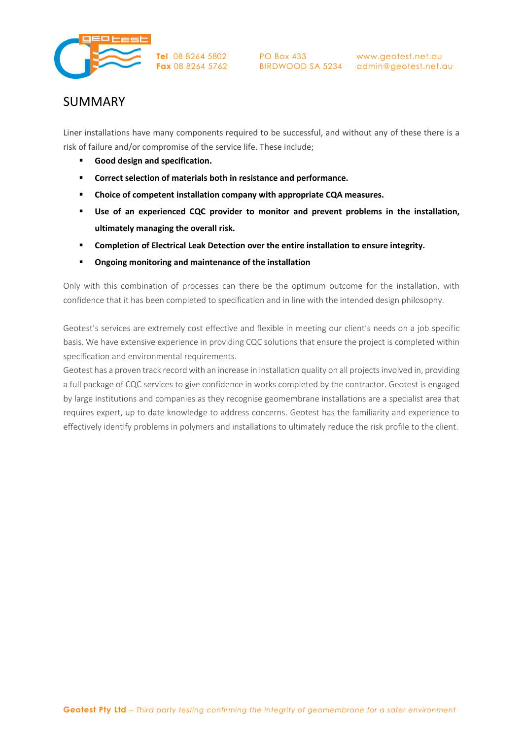# SUMMARY

Liner installations have many components required to be successful, and without any of these there is a risk of failure and/or compromise of the service life. These include;

- **Good design and specification.**
- **Correct selection of materials both in resistance and performance.**
- **Choice of competent installation company with appropriate CQA measures.**
- **Use of an experienced CQC provider to monitor and prevent problems in the installation, ultimately managing the overall risk.**
- **Completion of Electrical Leak Detection over the entire installation to ensure integrity.**
- **Ongoing monitoring and maintenance of the installation**

Only with this combination of processes can there be the optimum outcome for the installation, with confidence that it has been completed to specification and in line with the intended design philosophy.

Geotest's services are extremely cost effective and flexible in meeting our client's needs on a job specific basis. We have extensive experience in providing CQC solutions that ensure the project is completed within specification and environmental requirements.

Geotest has a proven track record with an increase in installation quality on all projects involved in, providing a full package of CQC services to give confidence in works completed by the contractor. Geotest is engaged by large institutions and companies as they recognise geomembrane installations are a specialist area that requires expert, up to date knowledge to address concerns. Geotest has the familiarity and experience to effectively identify problems in polymers and installations to ultimately reduce the risk profile to the client.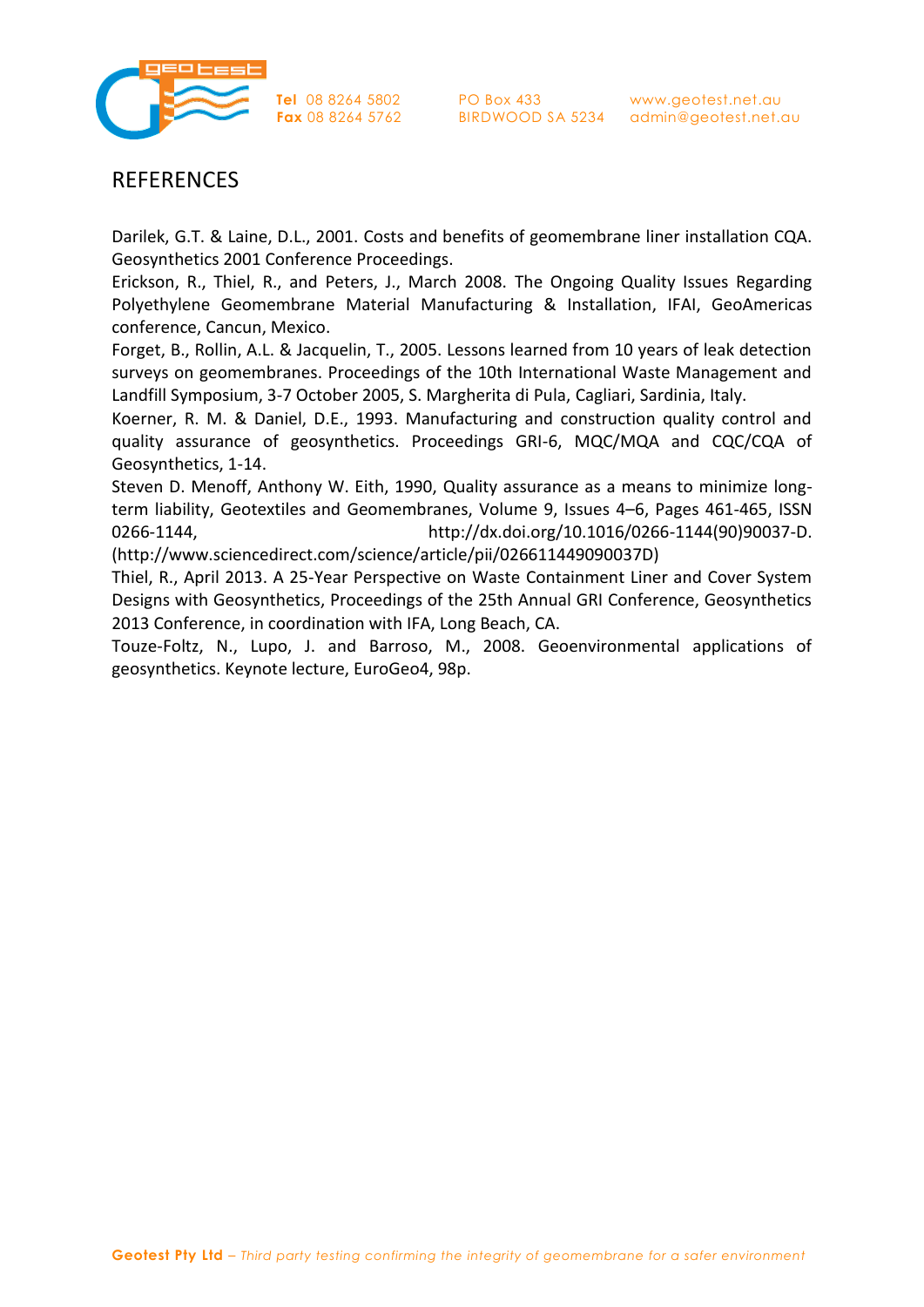# REFERENCES

Darilek, G.T. & Laine, D.L., 2001. Costs and benefits of geomembrane liner installation CQA. Geosynthetics 2001 Conference Proceedings.

Erickson, R., Thiel, R., and Peters, J., March 2008. The Ongoing Quality Issues Regarding Polyethylene Geomembrane Material Manufacturing & Installation, IFAI, GeoAmericas conference, Cancun, Mexico.

Forget, B., Rollin, A.L. & Jacquelin, T., 2005. Lessons learned from 10 years of leak detection surveys on geomembranes. Proceedings of the 10th International Waste Management and Landfill Symposium, 3-7 October 2005, S. Margherita di Pula, Cagliari, Sardinia, Italy.

Koerner, R. M. & Daniel, D.E., 1993. Manufacturing and construction quality control and quality assurance of geosynthetics. Proceedings GRI-6, MQC/MQA and CQC/CQA of Geosynthetics, 1-14.

Steven D. Menoff, Anthony W. Eith, 1990, Quality assurance as a means to minimize long-term liability, Geotextiles and Geomembranes, Volume 9, Issues 4–6, Pages 461-465, ISSN 0266-1144, http://dx.doi.org/10.1016/0266-1144(90)90037-D. (http://www.sciencedirect.com/science/article/pii/026611449090037D)

Thiel, R., April 2013. A 25-Year Perspective on Waste Containment Liner and Cover System Designs with Geosynthetics, Proceedings of the 25th Annual GRI Conference, Geosynthetics 2013 Conference, in coordination with IFA, Long Beach, CA.

Touze-Foltz, N., Lupo, J. and Barroso, M., 2008. Geoenvironmental applications of geosynthetics. Keynote lecture, EuroGeo4, 98p.